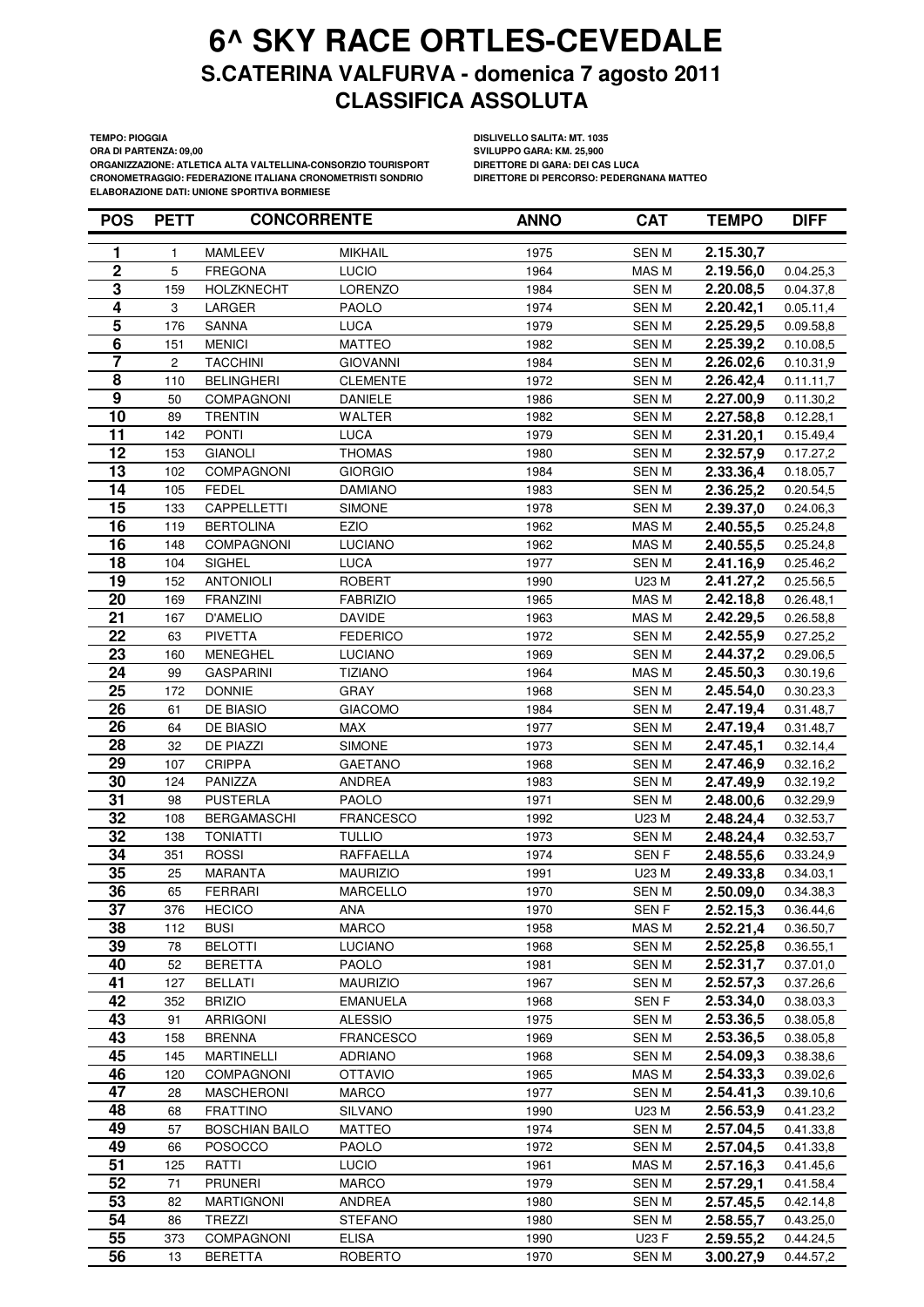# 6^ SKY RACE ORTLES-CEVEDALE

## S.CATERINA VALFURVA - domenica 7 agosto 2011

## CLASSIFICA ASSOLUTA

**TEMPO: PIOGGIA**
**ORA DI PARTENZA: 09,00**
**ORGANIZZAZIONE: ATLETICA ALTA VALTELLINA-CONSORZIO TOURISPORT**
**CRONOMETRAGGIO: FEDERAZIONE ITALIANA CRONOMETRISTI SONDRIO**
**ELABORAZIONE DATI: UNIONE SPORTIVA BORMIESE**

**DISLIVELLO SALITA: MT. 1035**
**SVILUPPO GARA: KM. 25,900**
**DIRETTORE DI GARA: DEI CAS LUCA**
**DIRETTORE DI PERCORSO: PEDERGNANA MATTEO**

| POS | PETT | CONCORRENTE | | ANNO | CAT | TEMPO | DIFF |
|---|---|---|---|---|---|---|---|
| 1 | 1 | MAMLEEV | MIKHAIL | 1975 | SEN M | 2.15.30,7 | |
| 2 | 5 | FREGONA | LUCIO | 1964 | MAS M | 2.19.56,0 | 0.04.25,3 |
| 3 | 159 | HOLZKNECHT | LORENZO | 1984 | SEN M | 2.20.08,5 | 0.04.37,8 |
| 4 | 3 | LARGER | PAOLO | 1974 | SEN M | 2.20.42,1 | 0.05.11,4 |
| 5 | 176 | SANNA | LUCA | 1979 | SEN M | 2.25.29,5 | 0.09.58,8 |
| 6 | 151 | MENICI | MATTEO | 1982 | SEN M | 2.25.39,2 | 0.10.08,5 |
| 7 | 2 | TACCHINI | GIOVANNI | 1984 | SEN M | 2.26.02,6 | 0.10.31,9 |
| 8 | 110 | BELINGHERI | CLEMENTE | 1972 | SEN M | 2.26.42,4 | 0.11.11,7 |
| 9 | 50 | COMPAGNONI | DANIELE | 1986 | SEN M | 2.27.00,9 | 0.11.30,2 |
| 10 | 89 | TRENTIN | WALTER | 1982 | SEN M | 2.27.58,8 | 0.12.28,1 |
| 11 | 142 | PONTI | LUCA | 1979 | SEN M | 2.31.20,1 | 0.15.49,4 |
| 12 | 153 | GIANOLI | THOMAS | 1980 | SEN M | 2.32.57,9 | 0.17.27,2 |
| 13 | 102 | COMPAGNONI | GIORGIO | 1984 | SEN M | 2.33.36,4 | 0.18.05,7 |
| 14 | 105 | FEDEL | DAMIANO | 1983 | SEN M | 2.36.25,2 | 0.20.54,5 |
| 15 | 133 | CAPPELLETTI | SIMONE | 1978 | SEN M | 2.39.37,0 | 0.24.06,3 |
| 16 | 119 | BERTOLINA | EZIO | 1962 | MAS M | 2.40.55,5 | 0.25.24,8 |
| 16 | 148 | COMPAGNONI | LUCIANO | 1962 | MAS M | 2.40.55,5 | 0.25.24,8 |
| 18 | 104 | SIGHEL | LUCA | 1977 | SEN M | 2.41.16,9 | 0.25.46,2 |
| 19 | 152 | ANTONIOLI | ROBERT | 1990 | U23 M | 2.41.27,2 | 0.25.56,5 |
| 20 | 169 | FRANZINI | FABRIZIO | 1965 | MAS M | 2.42.18,8 | 0.26.48,1 |
| 21 | 167 | D'AMELIO | DAVIDE | 1963 | MAS M | 2.42.29,5 | 0.26.58,8 |
| 22 | 63 | PIVETTA | FEDERICO | 1972 | SEN M | 2.42.55,9 | 0.27.25,2 |
| 23 | 160 | MENEGHEL | LUCIANO | 1969 | SEN M | 2.44.37,2 | 0.29.06,5 |
| 24 | 99 | GASPARINI | TIZIANO | 1964 | MAS M | 2.45.50,3 | 0.30.19,6 |
| 25 | 172 | DONNIE | GRAY | 1968 | SEN M | 2.45.54,0 | 0.30.23,3 |
| 26 | 61 | DE BIASIO | GIACOMO | 1984 | SEN M | 2.47.19,4 | 0.31.48,7 |
| 26 | 64 | DE BIASIO | MAX | 1977 | SEN M | 2.47.19,4 | 0.31.48,7 |
| 28 | 32 | DE PIAZZI | SIMONE | 1973 | SEN M | 2.47.45,1 | 0.32.14,4 |
| 29 | 107 | CRIPPA | GAETANO | 1968 | SEN M | 2.47.46,9 | 0.32.16,2 |
| 30 | 124 | PANIZZA | ANDREA | 1983 | SEN M | 2.47.49,9 | 0.32.19,2 |
| 31 | 98 | PUSTERLA | PAOLO | 1971 | SEN M | 2.48.00,6 | 0.32.29,9 |
| 32 | 108 | BERGAMASCHI | FRANCESCO | 1992 | U23 M | 2.48.24,4 | 0.32.53,7 |
| 32 | 138 | TONIATTI | TULLIO | 1973 | SEN M | 2.48.24,4 | 0.32.53,7 |
| 34 | 351 | ROSSI | RAFFAELLA | 1974 | SEN F | 2.48.55,6 | 0.33.24,9 |
| 35 | 25 | MARANTA | MAURIZIO | 1991 | U23 M | 2.49.33,8 | 0.34.03,1 |
| 36 | 65 | FERRARI | MARCELLO | 1970 | SEN M | 2.50.09,0 | 0.34.38,3 |
| 37 | 376 | HECICO | ANA | 1970 | SEN F | 2.52.15,3 | 0.36.44,6 |
| 38 | 112 | BUSI | MARCO | 1958 | MAS M | 2.52.21,4 | 0.36.50,7 |
| 39 | 78 | BELOTTI | LUCIANO | 1968 | SEN M | 2.52.25,8 | 0.36.55,1 |
| 40 | 52 | BERETTA | PAOLO | 1981 | SEN M | 2.52.31,7 | 0.37.01,0 |
| 41 | 127 | BELLATI | MAURIZIO | 1967 | SEN M | 2.52.57,3 | 0.37.26,6 |
| 42 | 352 | BRIZIO | EMANUELA | 1968 | SEN F | 2.53.34,0 | 0.38.03,3 |
| 43 | 91 | ARRIGONI | ALESSIO | 1975 | SEN M | 2.53.36,5 | 0.38.05,8 |
| 43 | 158 | BRENNA | FRANCESCO | 1969 | SEN M | 2.53.36,5 | 0.38.05,8 |
| 45 | 145 | MARTINELLI | ADRIANO | 1968 | SEN M | 2.54.09,3 | 0.38.38,6 |
| 46 | 120 | COMPAGNONI | OTTAVIO | 1965 | MAS M | 2.54.33,3 | 0.39.02,6 |
| 47 | 28 | MASCHERONI | MARCO | 1977 | SEN M | 2.54.41,3 | 0.39.10,6 |
| 48 | 68 | FRATTINO | SILVANO | 1990 | U23 M | 2.56.53,9 | 0.41.23,2 |
| 49 | 57 | BOSCHIAN BAILO | MATTEO | 1974 | SEN M | 2.57.04,5 | 0.41.33,8 |
| 49 | 66 | POSOCCO | PAOLO | 1972 | SEN M | 2.57.04,5 | 0.41.33,8 |
| 51 | 125 | RATTI | LUCIO | 1961 | MAS M | 2.57.16,3 | 0.41.45,6 |
| 52 | 71 | PRUNERI | MARCO | 1979 | SEN M | 2.57.29,1 | 0.41.58,4 |
| 53 | 82 | MARTIGNONI | ANDREA | 1980 | SEN M | 2.57.45,5 | 0.42.14,8 |
| 54 | 86 | TREZZI | STEFANO | 1980 | SEN M | 2.58.55,7 | 0.43.25,0 |
| 55 | 373 | COMPAGNONI | ELISA | 1990 | U23 F | 2.59.55,2 | 0.44.24,5 |
| 56 | 13 | BERETTA | ROBERTO | 1970 | SEN M | 3.00.27,9 | 0.44.57,2 |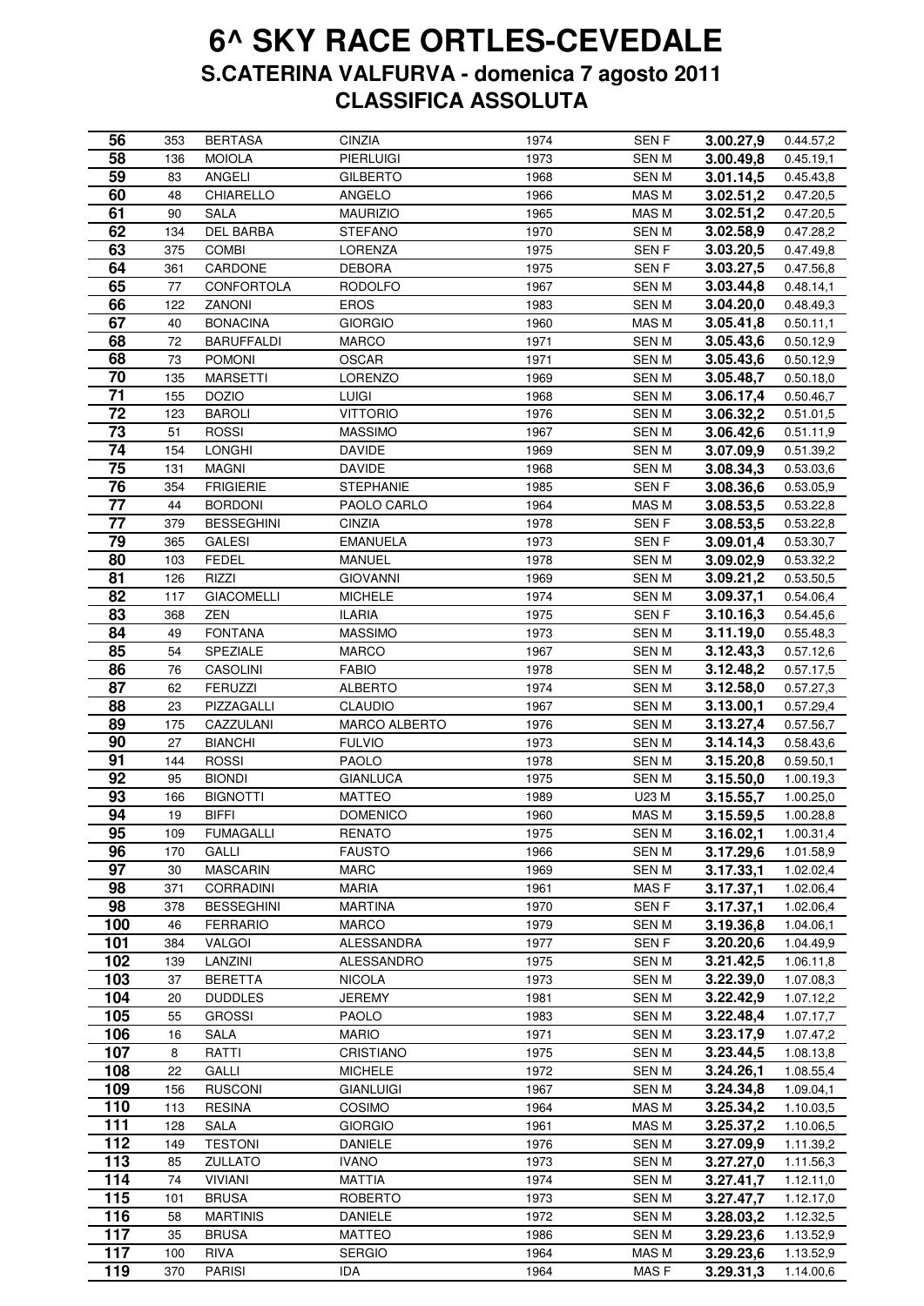# 6^ SKY RACE ORTLES-CEVEDALE

## S.CATERINA VALFURVA - domenica 7 agosto 2011

## CLASSIFICA ASSOLUTA

| | | | | | | | |
|---|---|---|---|---|---|---|---|
| **56** | 353 | BERTASA | CINZIA | 1974 | SEN F | **3.00.27,9** | 0.44.57,2 |
| **58** | 136 | MOIOLA | PIERLUIGI | 1973 | SEN M | **3.00.49,8** | 0.45.19,1 |
| **59** | 83 | ANGELI | GILBERTO | 1968 | SEN M | **3.01.14,5** | 0.45.43,8 |
| **60** | 48 | CHIARELLO | ANGELO | 1966 | MAS M | **3.02.51,2** | 0.47.20,5 |
| **61** | 90 | SALA | MAURIZIO | 1965 | MAS M | **3.02.51,2** | 0.47.20,5 |
| **62** | 134 | DEL BARBA | STEFANO | 1970 | SEN M | **3.02.58,9** | 0.47.28,2 |
| **63** | 375 | COMBI | LORENZA | 1975 | SEN F | **3.03.20,5** | 0.47.49,8 |
| **64** | 361 | CARDONE | DEBORA | 1975 | SEN F | **3.03.27,5** | 0.47.56,8 |
| **65** | 77 | CONFORTOLA | RODOLFO | 1967 | SEN M | **3.03.44,8** | 0.48.14,1 |
| **66** | 122 | ZANONI | EROS | 1983 | SEN M | **3.04.20,0** | 0.48.49,3 |
| **67** | 40 | BONACINA | GIORGIO | 1960 | MAS M | **3.05.41,8** | 0.50.11,1 |
| **68** | 72 | BARUFFALDI | MARCO | 1971 | SEN M | **3.05.43,6** | 0.50.12,9 |
| **68** | 73 | POMONI | OSCAR | 1971 | SEN M | **3.05.43,6** | 0.50.12,9 |
| **70** | 135 | MARSETTI | LORENZO | 1969 | SEN M | **3.05.48,7** | 0.50.18,0 |
| **71** | 155 | DOZIO | LUIGI | 1968 | SEN M | **3.06.17,4** | 0.50.46,7 |
| **72** | 123 | BAROLI | VITTORIO | 1976 | SEN M | **3.06.32,2** | 0.51.01,5 |
| **73** | 51 | ROSSI | MASSIMO | 1967 | SEN M | **3.06.42,6** | 0.51.11,9 |
| **74** | 154 | LONGHI | DAVIDE | 1969 | SEN M | **3.07.09,9** | 0.51.39,2 |
| **75** | 131 | MAGNI | DAVIDE | 1968 | SEN M | **3.08.34,3** | 0.53.03,6 |
| **76** | 354 | FRIGIERIE | STEPHANIE | 1985 | SEN F | **3.08.36,6** | 0.53.05,9 |
| **77** | 44 | BORDONI | PAOLO CARLO | 1964 | MAS M | **3.08.53,5** | 0.53.22,8 |
| **77** | 379 | BESSEGHINI | CINZIA | 1978 | SEN F | **3.08.53,5** | 0.53.22,8 |
| **79** | 365 | GALESI | EMANUELA | 1973 | SEN F | **3.09.01,4** | 0.53.30,7 |
| **80** | 103 | FEDEL | MANUEL | 1978 | SEN M | **3.09.02,9** | 0.53.32,2 |
| **81** | 126 | RIZZI | GIOVANNI | 1969 | SEN M | **3.09.21,2** | 0.53.50,5 |
| **82** | 117 | GIACOMELLI | MICHELE | 1974 | SEN M | **3.09.37,1** | 0.54.06,4 |
| **83** | 368 | ZEN | ILARIA | 1975 | SEN F | **3.10.16,3** | 0.54.45,6 |
| **84** | 49 | FONTANA | MASSIMO | 1973 | SEN M | **3.11.19,0** | 0.55.48,3 |
| **85** | 54 | SPEZIALE | MARCO | 1967 | SEN M | **3.12.43,3** | 0.57.12,6 |
| **86** | 76 | CASOLINI | FABIO | 1978 | SEN M | **3.12.48,2** | 0.57.17,5 |
| **87** | 62 | FERUZZI | ALBERTO | 1974 | SEN M | **3.12.58,0** | 0.57.27,3 |
| **88** | 23 | PIZZAGALLI | CLAUDIO | 1967 | SEN M | **3.13.00,1** | 0.57.29,4 |
| **89** | 175 | CAZZULANI | MARCO ALBERTO | 1976 | SEN M | **3.13.27,4** | 0.57.56,7 |
| **90** | 27 | BIANCHI | FULVIO | 1973 | SEN M | **3.14.14,3** | 0.58.43,6 |
| **91** | 144 | ROSSI | PAOLO | 1978 | SEN M | **3.15.20,8** | 0.59.50,1 |
| **92** | 95 | BIONDI | GIANLUCA | 1975 | SEN M | **3.15.50,0** | 1.00.19,3 |
| **93** | 166 | BIGNOTTI | MATTEO | 1989 | U23 M | **3.15.55,7** | 1.00.25,0 |
| **94** | 19 | BIFFI | DOMENICO | 1960 | MAS M | **3.15.59,5** | 1.00.28,8 |
| **95** | 109 | FUMAGALLI | RENATO | 1975 | SEN M | **3.16.02,1** | 1.00.31,4 |
| **96** | 170 | GALLI | FAUSTO | 1966 | SEN M | **3.17.29,6** | 1.01.58,9 |
| **97** | 30 | MASCARIN | MARC | 1969 | SEN M | **3.17.33,1** | 1.02.02,4 |
| **98** | 371 | CORRADINI | MARIA | 1961 | MAS F | **3.17.37,1** | 1.02.06,4 |
| **98** | 378 | BESSEGHINI | MARTINA | 1970 | SEN F | **3.17.37,1** | 1.02.06,4 |
| **100** | 46 | FERRARIO | MARCO | 1979 | SEN M | **3.19.36,8** | 1.04.06,1 |
| **101** | 384 | VALGOI | ALESSANDRA | 1977 | SEN F | **3.20.20,6** | 1.04.49,9 |
| **102** | 139 | LANZINI | ALESSANDRO | 1975 | SEN M | **3.21.42,5** | 1.06.11,8 |
| **103** | 37 | BERETTA | NICOLA | 1973 | SEN M | **3.22.39,0** | 1.07.08,3 |
| **104** | 20 | DUDDLES | JEREMY | 1981 | SEN M | **3.22.42,9** | 1.07.12,2 |
| **105** | 55 | GROSSI | PAOLO | 1983 | SEN M | **3.22.48,4** | 1.07.17,7 |
| **106** | 16 | SALA | MARIO | 1971 | SEN M | **3.23.17,9** | 1.07.47,2 |
| **107** | 8 | RATTI | CRISTIANO | 1975 | SEN M | **3.23.44,5** | 1.08.13,8 |
| **108** | 22 | GALLI | MICHELE | 1972 | SEN M | **3.24.26,1** | 1.08.55,4 |
| **109** | 156 | RUSCONI | GIANLUIGI | 1967 | SEN M | **3.24.34,8** | 1.09.04,1 |
| **110** | 113 | RESINA | COSIMO | 1964 | MAS M | **3.25.34,2** | 1.10.03,5 |
| **111** | 128 | SALA | GIORGIO | 1961 | MAS M | **3.25.37,2** | 1.10.06,5 |
| **112** | 149 | TESTONI | DANIELE | 1976 | SEN M | **3.27.09,9** | 1.11.39,2 |
| **113** | 85 | ZULLATO | IVANO | 1973 | SEN M | **3.27.27,0** | 1.11.56,3 |
| **114** | 74 | VIVIANI | MATTIA | 1974 | SEN M | **3.27.41,7** | 1.12.11,0 |
| **115** | 101 | BRUSA | ROBERTO | 1973 | SEN M | **3.27.47,7** | 1.12.17,0 |
| **116** | 58 | MARTINIS | DANIELE | 1972 | SEN M | **3.28.03,2** | 1.12.32,5 |
| **117** | 35 | BRUSA | MATTEO | 1986 | SEN M | **3.29.23,6** | 1.13.52,9 |
| **117** | 100 | RIVA | SERGIO | 1964 | MAS M | **3.29.23,6** | 1.13.52,9 |
| **119** | 370 | PARISI | IDA | 1964 | MAS F | **3.29.31,3** | 1.14.00,6 |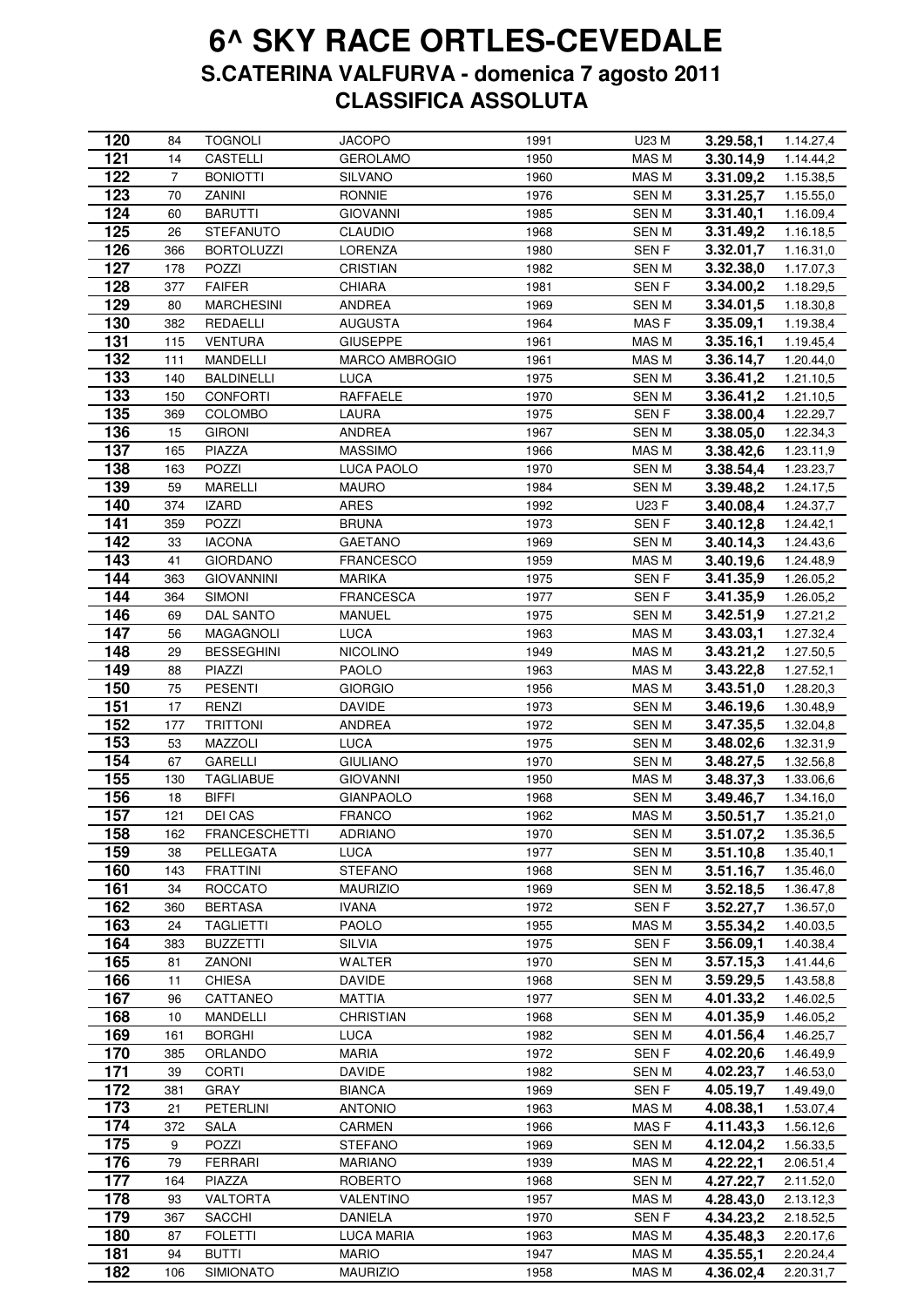# 6^ SKY RACE ORTLES-CEVEDALE

## S.CATERINA VALFURVA - domenica 7 agosto 2011

## CLASSIFICA ASSOLUTA

| | | | | | | | |
|---|---|---|---|---|---|---|---|
| **120** | 84 | TOGNOLI | JACOPO | 1991 | U23 M | **3.29.58,1** | 1.14.27,4 |
| **121** | 14 | CASTELLI | GEROLAMO | 1950 | MAS M | **3.30.14,9** | 1.14.44,2 |
| **122** | 7 | BONIOTTI | SILVANO | 1960 | MAS M | **3.31.09,2** | 1.15.38,5 |
| **123** | 70 | ZANINI | RONNIE | 1976 | SEN M | **3.31.25,7** | 1.15.55,0 |
| **124** | 60 | BARUTTI | GIOVANNI | 1985 | SEN M | **3.31.40,1** | 1.16.09,4 |
| **125** | 26 | STEFANUTO | CLAUDIO | 1968 | SEN M | **3.31.49,2** | 1.16.18,5 |
| **126** | 366 | BORTOLUZZI | LORENZA | 1980 | SEN F | **3.32.01,7** | 1.16.31,0 |
| **127** | 178 | POZZI | CRISTIAN | 1982 | SEN M | **3.32.38,0** | 1.17.07,3 |
| **128** | 377 | FAIFER | CHIARA | 1981 | SEN F | **3.34.00,2** | 1.18.29,5 |
| **129** | 80 | MARCHESINI | ANDREA | 1969 | SEN M | **3.34.01,5** | 1.18.30,8 |
| **130** | 382 | REDAELLI | AUGUSTA | 1964 | MAS F | **3.35.09,1** | 1.19.38,4 |
| **131** | 115 | VENTURA | GIUSEPPE | 1961 | MAS M | **3.35.16,1** | 1.19.45,4 |
| **132** | 111 | MANDELLI | MARCO AMBROGIO | 1961 | MAS M | **3.36.14,7** | 1.20.44,0 |
| **133** | 140 | BALDINELLI | LUCA | 1975 | SEN M | **3.36.41,2** | 1.21.10,5 |
| **133** | 150 | CONFORTI | RAFFAELE | 1970 | SEN M | **3.36.41,2** | 1.21.10,5 |
| **135** | 369 | COLOMBO | LAURA | 1975 | SEN F | **3.38.00,4** | 1.22.29,7 |
| **136** | 15 | GIRONI | ANDREA | 1967 | SEN M | **3.38.05,0** | 1.22.34,3 |
| **137** | 165 | PIAZZA | MASSIMO | 1966 | MAS M | **3.38.42,6** | 1.23.11,9 |
| **138** | 163 | POZZI | LUCA PAOLO | 1970 | SEN M | **3.38.54,4** | 1.23.23,7 |
| **139** | 59 | MARELLI | MAURO | 1984 | SEN M | **3.39.48,2** | 1.24.17,5 |
| **140** | 374 | IZARD | ARES | 1992 | U23 F | **3.40.08,4** | 1.24.37,7 |
| **141** | 359 | POZZI | BRUNA | 1973 | SEN F | **3.40.12,8** | 1.24.42,1 |
| **142** | 33 | IACONA | GAETANO | 1969 | SEN M | **3.40.14,3** | 1.24.43,6 |
| **143** | 41 | GIORDANO | FRANCESCO | 1959 | MAS M | **3.40.19,6** | 1.24.48,9 |
| **144** | 363 | GIOVANNINI | MARIKA | 1975 | SEN F | **3.41.35,9** | 1.26.05,2 |
| **144** | 364 | SIMONI | FRANCESCA | 1977 | SEN F | **3.41.35,9** | 1.26.05,2 |
| **146** | 69 | DAL SANTO | MANUEL | 1975 | SEN M | **3.42.51,9** | 1.27.21,2 |
| **147** | 56 | MAGAGNOLI | LUCA | 1963 | MAS M | **3.43.03,1** | 1.27.32,4 |
| **148** | 29 | BESSEGHINI | NICOLINO | 1949 | MAS M | **3.43.21,2** | 1.27.50,5 |
| **149** | 88 | PIAZZI | PAOLO | 1963 | MAS M | **3.43.22,8** | 1.27.52,1 |
| **150** | 75 | PESENTI | GIORGIO | 1956 | MAS M | **3.43.51,0** | 1.28.20,3 |
| **151** | 17 | RENZI | DAVIDE | 1973 | SEN M | **3.46.19,6** | 1.30.48,9 |
| **152** | 177 | TRITTONI | ANDREA | 1972 | SEN M | **3.47.35,5** | 1.32.04,8 |
| **153** | 53 | MAZZOLI | LUCA | 1975 | SEN M | **3.48.02,6** | 1.32.31,9 |
| **154** | 67 | GARELLI | GIULIANO | 1970 | SEN M | **3.48.27,5** | 1.32.56,8 |
| **155** | 130 | TAGLIABUE | GIOVANNI | 1950 | MAS M | **3.48.37,3** | 1.33.06,6 |
| **156** | 18 | BIFFI | GIANPAOLO | 1968 | SEN M | **3.49.46,7** | 1.34.16,0 |
| **157** | 121 | DEI CAS | FRANCO | 1962 | MAS M | **3.50.51,7** | 1.35.21,0 |
| **158** | 162 | FRANCESCHETTI | ADRIANO | 1970 | SEN M | **3.51.07,2** | 1.35.36,5 |
| **159** | 38 | PELLEGATA | LUCA | 1977 | SEN M | **3.51.10,8** | 1.35.40,1 |
| **160** | 143 | FRATTINI | STEFANO | 1968 | SEN M | **3.51.16,7** | 1.35.46,0 |
| **161** | 34 | ROCCATO | MAURIZIO | 1969 | SEN M | **3.52.18,5** | 1.36.47,8 |
| **162** | 360 | BERTASA | IVANA | 1972 | SEN F | **3.52.27,7** | 1.36.57,0 |
| **163** | 24 | TAGLIETTI | PAOLO | 1955 | MAS M | **3.55.34,2** | 1.40.03,5 |
| **164** | 383 | BUZZETTI | SILVIA | 1975 | SEN F | **3.56.09,1** | 1.40.38,4 |
| **165** | 81 | ZANONI | WALTER | 1970 | SEN M | **3.57.15,3** | 1.41.44,6 |
| **166** | 11 | CHIESA | DAVIDE | 1968 | SEN M | **3.59.29,5** | 1.43.58,8 |
| **167** | 96 | CATTANEO | MATTIA | 1977 | SEN M | **4.01.33,2** | 1.46.02,5 |
| **168** | 10 | MANDELLI | CHRISTIAN | 1968 | SEN M | **4.01.35,9** | 1.46.05,2 |
| **169** | 161 | BORGHI | LUCA | 1982 | SEN M | **4.01.56,4** | 1.46.25,7 |
| **170** | 385 | ORLANDO | MARIA | 1972 | SEN F | **4.02.20,6** | 1.46.49,9 |
| **171** | 39 | CORTI | DAVIDE | 1982 | SEN M | **4.02.23,7** | 1.46.53,0 |
| **172** | 381 | GRAY | BIANCA | 1969 | SEN F | **4.05.19,7** | 1.49.49,0 |
| **173** | 21 | PETERLINI | ANTONIO | 1963 | MAS M | **4.08.38,1** | 1.53.07,4 |
| **174** | 372 | SALA | CARMEN | 1966 | MAS F | **4.11.43,3** | 1.56.12,6 |
| **175** | 9 | POZZI | STEFANO | 1969 | SEN M | **4.12.04,2** | 1.56.33,5 |
| **176** | 79 | FERRARI | MARIANO | 1939 | MAS M | **4.22.22,1** | 2.06.51,4 |
| **177** | 164 | PIAZZA | ROBERTO | 1968 | SEN M | **4.27.22,7** | 2.11.52,0 |
| **178** | 93 | VALTORTA | VALENTINO | 1957 | MAS M | **4.28.43,0** | 2.13.12,3 |
| **179** | 367 | SACCHI | DANIELA | 1970 | SEN F | **4.34.23,2** | 2.18.52,5 |
| **180** | 87 | FOLETTI | LUCA MARIA | 1963 | MAS M | **4.35.48,3** | 2.20.17,6 |
| **181** | 94 | BUTTI | MARIO | 1947 | MAS M | **4.35.55,1** | 2.20.24,4 |
| **182** | 106 | SIMIONATO | MAURIZIO | 1958 | MAS M | **4.36.02,4** | 2.20.31,7 |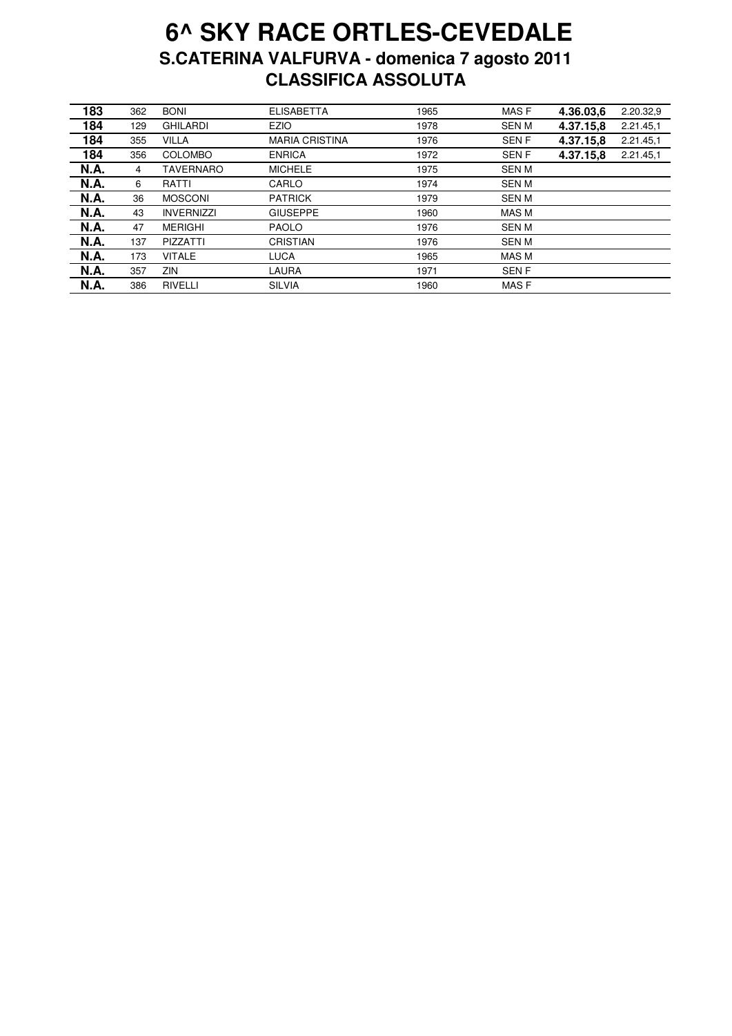# 6^ SKY RACE ORTLES-CEVEDALE

## S.CATERINA VALFURVA - domenica 7 agosto 2011

## CLASSIFICA ASSOLUTA

| | | | | | | | |
|---|---|---|---|---|---|---|---|
| **183** | 362 | BONI | ELISABETTA | 1965 | MAS F | **4.36.03,6** | 2.20.32,9 |
| **184** | 129 | GHILARDI | EZIO | 1978 | SEN M | **4.37.15,8** | 2.21.45,1 |
| **184** | 355 | VILLA | MARIA CRISTINA | 1976 | SEN F | **4.37.15,8** | 2.21.45,1 |
| **184** | 356 | COLOMBO | ENRICA | 1972 | SEN F | **4.37.15,8** | 2.21.45,1 |
| **N.A.** | 4 | TAVERNARO | MICHELE | 1975 | SEN M | | |
| **N.A.** | 6 | RATTI | CARLO | 1974 | SEN M | | |
| **N.A.** | 36 | MOSCONI | PATRICK | 1979 | SEN M | | |
| **N.A.** | 43 | INVERNIZZI | GIUSEPPE | 1960 | MAS M | | |
| **N.A.** | 47 | MERIGHI | PAOLO | 1976 | SEN M | | |
| **N.A.** | 137 | PIZZATTI | CRISTIAN | 1976 | SEN M | | |
| **N.A.** | 173 | VITALE | LUCA | 1965 | MAS M | | |
| **N.A.** | 357 | ZIN | LAURA | 1971 | SEN F | | |
| **N.A.** | 386 | RIVELLI | SILVIA | 1960 | MAS F | | |